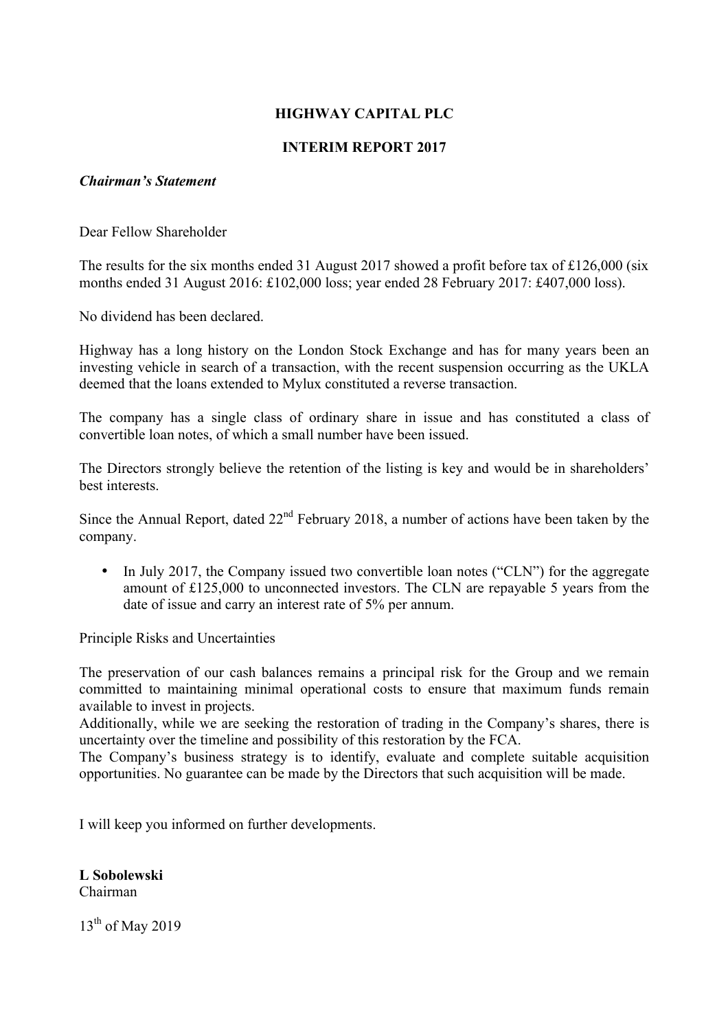**HIGHWAY CAPITAL PLC**

**INTERIM REPORT 2017**

***Chairman's Statement***

Dear Fellow Shareholder

The results for the six months ended 31 August 2017 showed a profit before tax of £126,000 (six months ended 31 August 2016: £102,000 loss; year ended 28 February 2017: £407,000 loss).

No dividend has been declared.

Highway has a long history on the London Stock Exchange and has for many years been an investing vehicle in search of a transaction, with the recent suspension occurring as the UKLA deemed that the loans extended to Mylux constituted a reverse transaction.

The company has a single class of ordinary share in issue and has constituted a class of convertible loan notes, of which a small number have been issued.

The Directors strongly believe the retention of the listing is key and would be in shareholders' best interests.

Since the Annual Report, dated 22nd February 2018, a number of actions have been taken by the company.

- In July 2017, the Company issued two convertible loan notes ("CLN") for the aggregate amount of £125,000 to unconnected investors. The CLN are repayable 5 years from the date of issue and carry an interest rate of 5% per annum.

Principle Risks and Uncertainties

The preservation of our cash balances remains a principal risk for the Group and we remain committed to maintaining minimal operational costs to ensure that maximum funds remain available to invest in projects.
Additionally, while we are seeking the restoration of trading in the Company's shares, there is uncertainty over the timeline and possibility of this restoration by the FCA.
The Company's business strategy is to identify, evaluate and complete suitable acquisition opportunities. No guarantee can be made by the Directors that such acquisition will be made.

I will keep you informed on further developments.

**L Sobolewski**
Chairman

13th of May 2019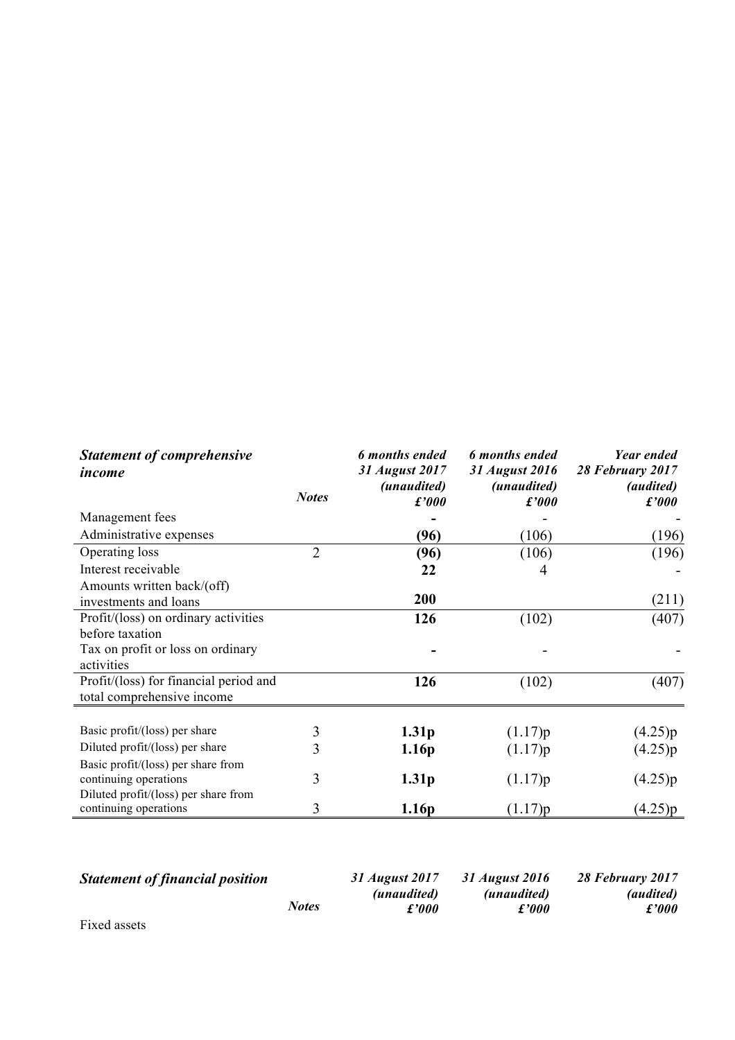| *Statement of comprehensive income* | *Notes* | *6 months ended 31 August 2017 (unaudited) £'000* | *6 months ended 31 August 2016 (unaudited) £'000* | *Year ended 28 February 2017 (audited) £'000* |
|---|---|---|---|---|
| Management fees | | **-** | - | - |
| Administrative expenses | | **(96)** | (106) | (196) |
| Operating loss | 2 | **(96)** | (106) | (196) |
| Interest receivable | | **22** | 4 | - |
| Amounts written back/(off) investments and loans | | **200** | | (211) |
| Profit/(loss) on ordinary activities before taxation | | **126** | (102) | (407) |
| Tax on profit or loss on ordinary activities | | **-** | - | - |
| Profit/(loss) for financial period and total comprehensive income | | **126** | (102) | (407) |
| | | | | |
| Basic profit/(loss) per share | 3 | **1.31p** | (1.17)p | (4.25)p |
| Diluted profit/(loss) per share | 3 | **1.16p** | (1.17)p | (4.25)p |
| Basic profit/(loss) per share from continuing operations | 3 | **1.31p** | (1.17)p | (4.25)p |
| Diluted profit/(loss) per share from continuing operations | 3 | **1.16p** | (1.17)p | (4.25)p |

| *Statement of financial position* | *Notes* | *31 August 2017 (unaudited) £'000* | *31 August 2016 (unaudited) £'000* | *28 February 2017 (audited) £'000* |
|---|---|---|---|---|
| Fixed assets | | | | |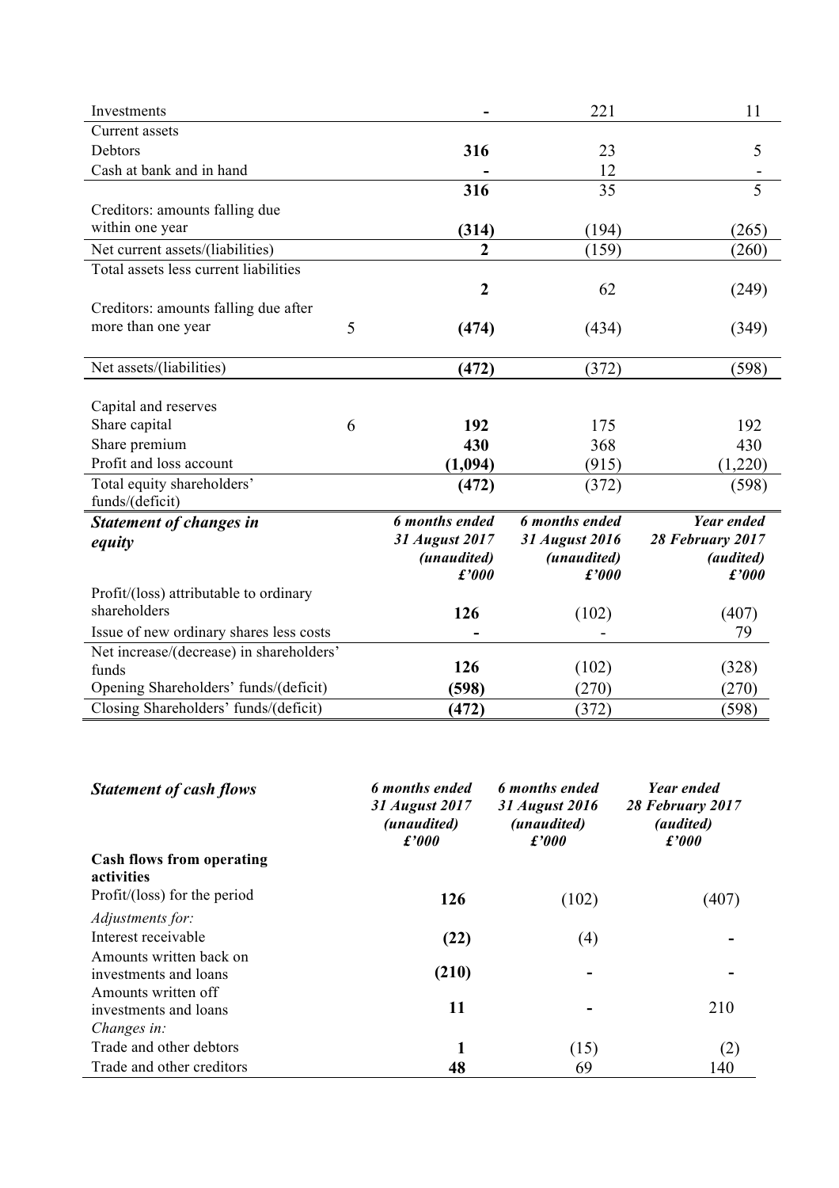| | | | | |
|---|---|---|---|---|
| Investments | | **-** | 221 | 11 |
| Current assets | | | | |
| Debtors | | **316** | 23 | 5 |
| Cash at bank and in hand | | **-** | 12 | - |
| | | **316** | 35 | 5 |
| Creditors: amounts falling due within one year | | **(314)** | (194) | (265) |
| Net current assets/(liabilities) | | **2** | (159) | (260) |
| Total assets less current liabilities | | **2** | 62 | (249) |
| Creditors: amounts falling due after more than one year | 5 | **(474)** | (434) | (349) |
| Net assets/(liabilities) | | **(472)** | (372) | (598) |
| Capital and reserves | | | | |
| Share capital | 6 | **192** | 175 | 192 |
| Share premium | | **430** | 368 | 430 |
| Profit and loss account | | **(1,094)** | (915) | (1,220) |
| Total equity shareholders' funds/(deficit) | | **(472)** | (372) | (598) |

| ***Statement of changes in equity*** | ***6 months ended 31 August 2017 (unaudited) £'000*** | ***6 months ended 31 August 2016 (unaudited) £'000*** | ***Year ended 28 February 2017 (audited) £'000*** |
|---|---|---|---|
| Profit/(loss) attributable to ordinary shareholders | **126** | (102) | (407) |
| Issue of new ordinary shares less costs | **-** | - | 79 |
| Net increase/(decrease) in shareholders' funds | **126** | (102) | (328) |
| Opening Shareholders' funds/(deficit) | **(598)** | (270) | (270) |
| Closing Shareholders' funds/(deficit) | **(472)** | (372) | (598) |

| ***Statement of cash flows*** | ***6 months ended 31 August 2017 (unaudited) £'000*** | ***6 months ended 31 August 2016 (unaudited) £'000*** | ***Year ended 28 February 2017 (audited) £'000*** |
|---|---|---|---|
| **Cash flows from operating activities** | | | |
| Profit/(loss) for the period | **126** | (102) | (407) |
| *Adjustments for:* | | | |
| Interest receivable | **(22)** | (4) | - |
| Amounts written back on investments and loans | **(210)** | - | - |
| Amounts written off investments and loans | **11** | - | 210 |
| *Changes in:* | | | |
| Trade and other debtors | **1** | (15) | (2) |
| Trade and other creditors | **48** | 69 | 140 |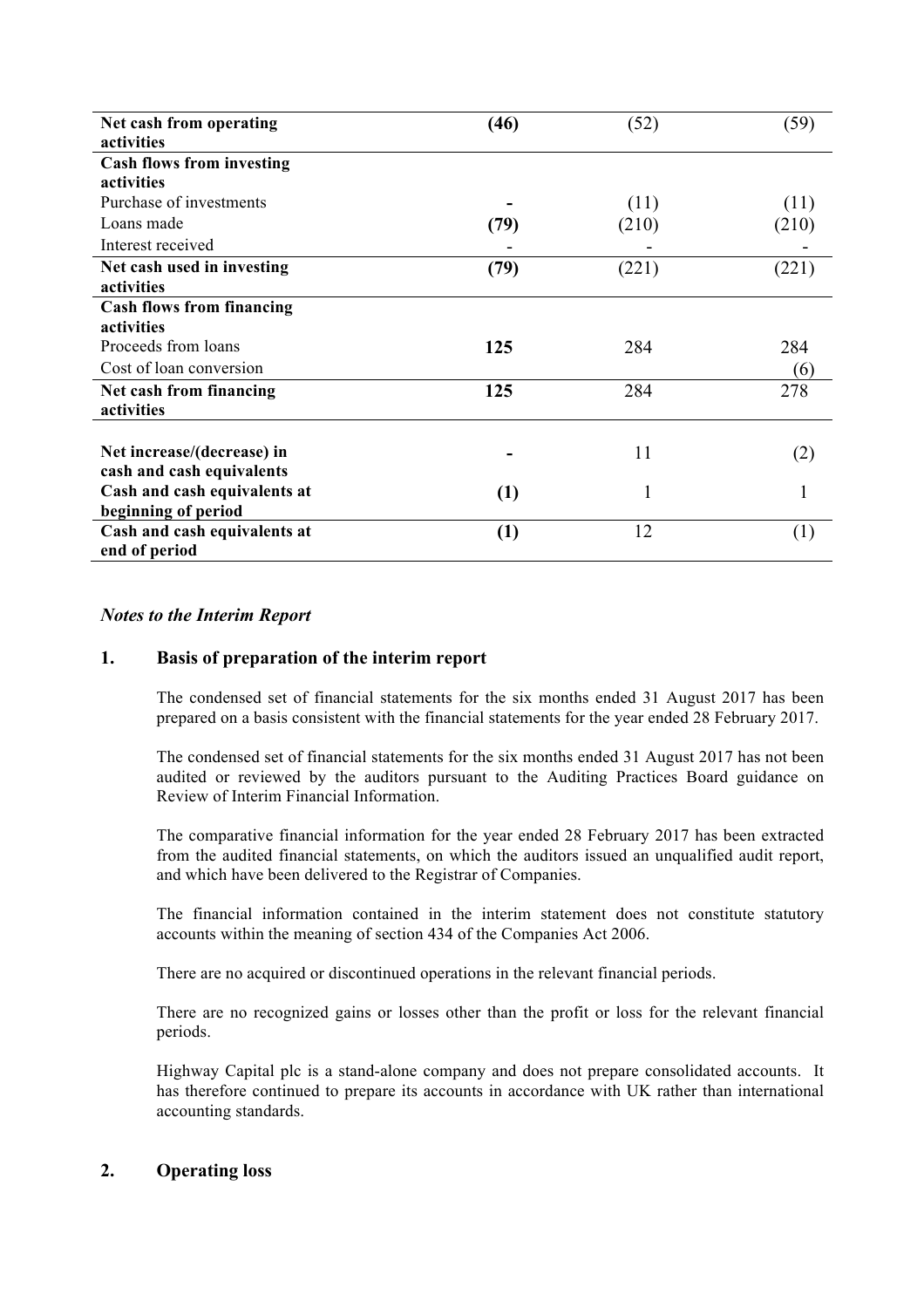| | | | |
|---|---|---|---|
| **Net cash from operating activities** | **(46)** | (52) | (59) |
| **Cash flows from investing activities** | | | |
| Purchase of investments | **-** | (11) | (11) |
| Loans made | **(79)** | (210) | (210) |
| Interest received | - | - | - |
| **Net cash used in investing activities** | **(79)** | (221) | (221) |
| **Cash flows from financing activities** | | | |
| Proceeds from loans | **125** | 284 | 284 |
| Cost of loan conversion | | | (6) |
| **Net cash from financing activities** | **125** | 284 | 278 |
| | | | |
| **Net increase/(decrease) in cash and cash equivalents** | **-** | 11 | (2) |
| **Cash and cash equivalents at beginning of period** | **(1)** | 1 | 1 |
| **Cash and cash equivalents at end of period** | **(1)** | 12 | (1) |

### *Notes to the Interim Report*

## 1. Basis of preparation of the interim report

The condensed set of financial statements for the six months ended 31 August 2017 has been prepared on a basis consistent with the financial statements for the year ended 28 February 2017.

The condensed set of financial statements for the six months ended 31 August 2017 has not been audited or reviewed by the auditors pursuant to the Auditing Practices Board guidance on Review of Interim Financial Information.

The comparative financial information for the year ended 28 February 2017 has been extracted from the audited financial statements, on which the auditors issued an unqualified audit report, and which have been delivered to the Registrar of Companies.

The financial information contained in the interim statement does not constitute statutory accounts within the meaning of section 434 of the Companies Act 2006.

There are no acquired or discontinued operations in the relevant financial periods.

There are no recognized gains or losses other than the profit or loss for the relevant financial periods.

Highway Capital plc is a stand-alone company and does not prepare consolidated accounts. It has therefore continued to prepare its accounts in accordance with UK rather than international accounting standards.

## 2. Operating loss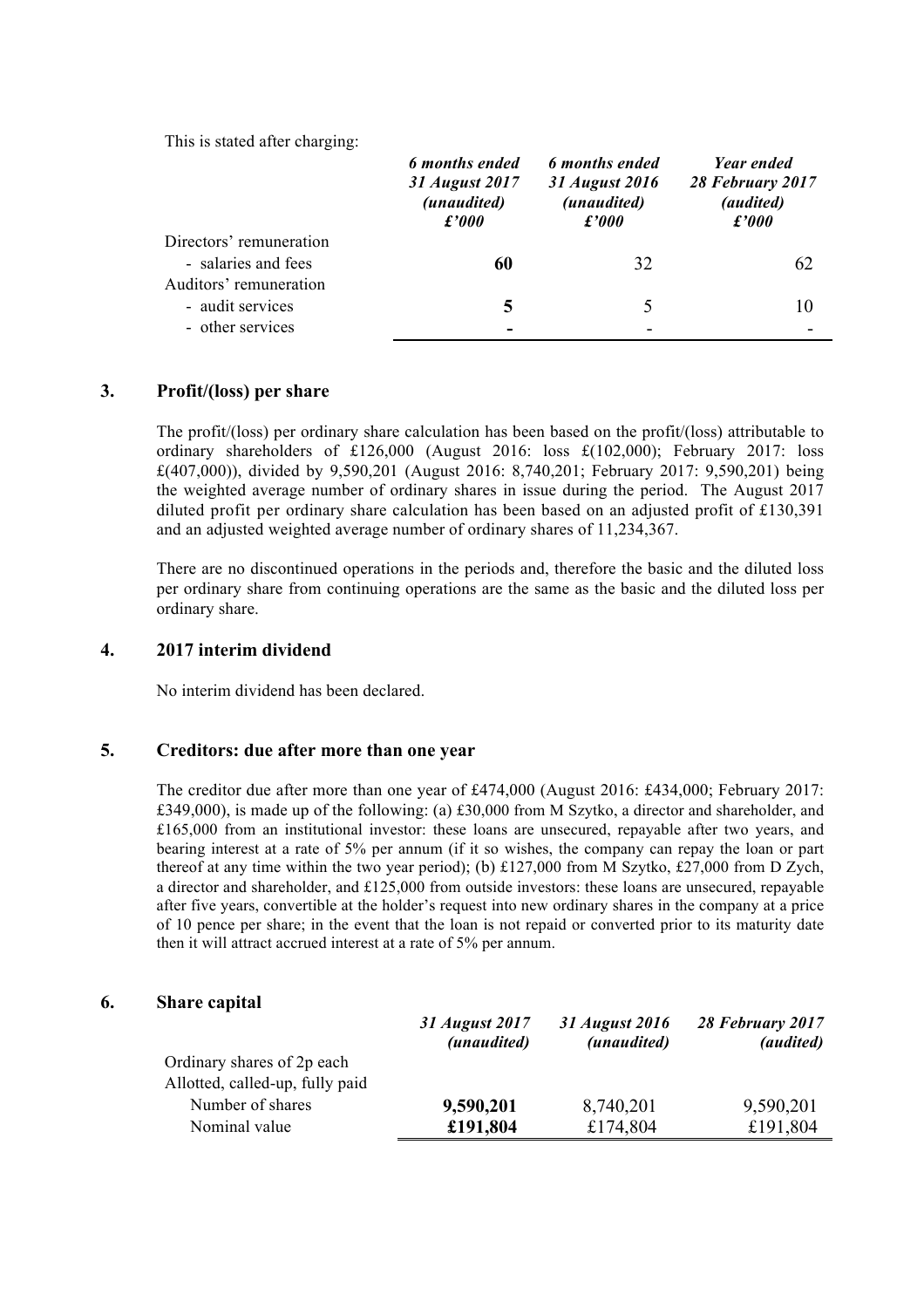This is stated after charging:

| | *6 months ended 31 August 2017 (unaudited) £'000* | *6 months ended 31 August 2016 (unaudited) £'000* | *Year ended 28 February 2017 (audited) £'000* |
|---|---|---|---|
| Directors' remuneration | | | |
| - salaries and fees | **60** | 32 | 62 |
| Auditors' remuneration | | | |
| - audit services | **5** | 5 | 10 |
| - other services | **-** | - | - |

## 3. Profit/(loss) per share

The profit/(loss) per ordinary share calculation has been based on the profit/(loss) attributable to ordinary shareholders of £126,000 (August 2016: loss £(102,000); February 2017: loss £(407,000)), divided by 9,590,201 (August 2016: 8,740,201; February 2017: 9,590,201) being the weighted average number of ordinary shares in issue during the period. The August 2017 diluted profit per ordinary share calculation has been based on an adjusted profit of £130,391 and an adjusted weighted average number of ordinary shares of 11,234,367.

There are no discontinued operations in the periods and, therefore the basic and the diluted loss per ordinary share from continuing operations are the same as the basic and the diluted loss per ordinary share.

## 4. 2017 interim dividend

No interim dividend has been declared.

## 5. Creditors: due after more than one year

The creditor due after more than one year of £474,000 (August 2016: £434,000; February 2017: £349,000), is made up of the following: (a) £30,000 from M Szytko, a director and shareholder, and £165,000 from an institutional investor: these loans are unsecured, repayable after two years, and bearing interest at a rate of 5% per annum (if it so wishes, the company can repay the loan or part thereof at any time within the two year period); (b) £127,000 from M Szytko, £27,000 from D Zych, a director and shareholder, and £125,000 from outside investors: these loans are unsecured, repayable after five years, convertible at the holder's request into new ordinary shares in the company at a price of 10 pence per share; in the event that the loan is not repaid or converted prior to its maturity date then it will attract accrued interest at a rate of 5% per annum.

## 6. Share capital

| | *31 August 2017 (unaudited)* | *31 August 2016 (unaudited)* | *28 February 2017 (audited)* |
|---|---|---|---|
| Ordinary shares of 2p each | | | |
| Allotted, called-up, fully paid | | | |
| Number of shares | **9,590,201** | 8,740,201 | 9,590,201 |
| Nominal value | **£191,804** | £174,804 | £191,804 |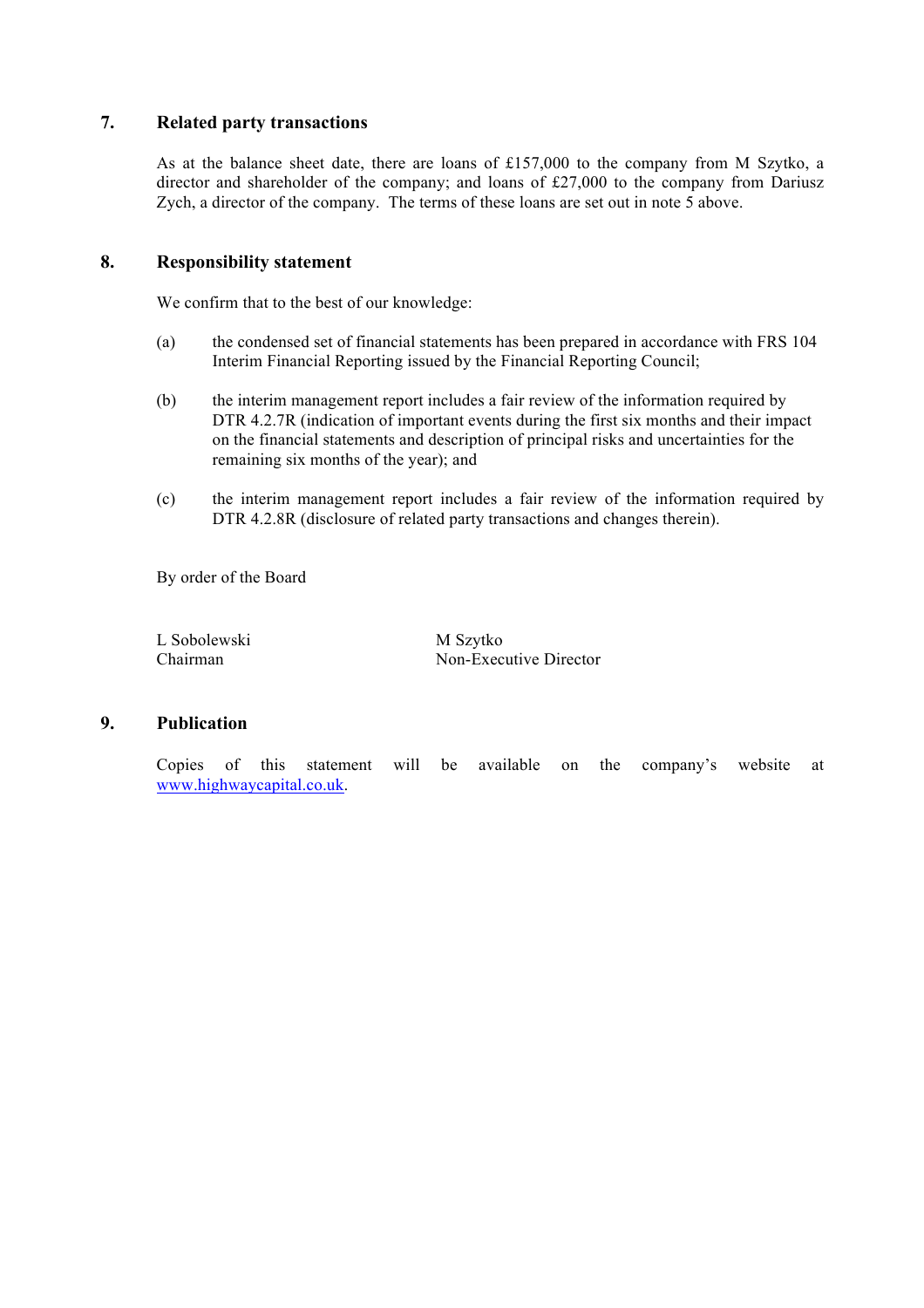## 7. Related party transactions

As at the balance sheet date, there are loans of £157,000 to the company from M Szytko, a director and shareholder of the company; and loans of £27,000 to the company from Dariusz Zych, a director of the company. The terms of these loans are set out in note 5 above.

## 8. Responsibility statement

We confirm that to the best of our knowledge:

(a) the condensed set of financial statements has been prepared in accordance with FRS 104 Interim Financial Reporting issued by the Financial Reporting Council;

(b) the interim management report includes a fair review of the information required by DTR 4.2.7R (indication of important events during the first six months and their impact on the financial statements and description of principal risks and uncertainties for the remaining six months of the year); and

(c) the interim management report includes a fair review of the information required by DTR 4.2.8R (disclosure of related party transactions and changes therein).

By order of the Board

L Sobolewski
Chairman

M Szytko
Non-Executive Director

## 9. Publication

Copies of this statement will be available on the company's website at www.highwaycapital.co.uk.